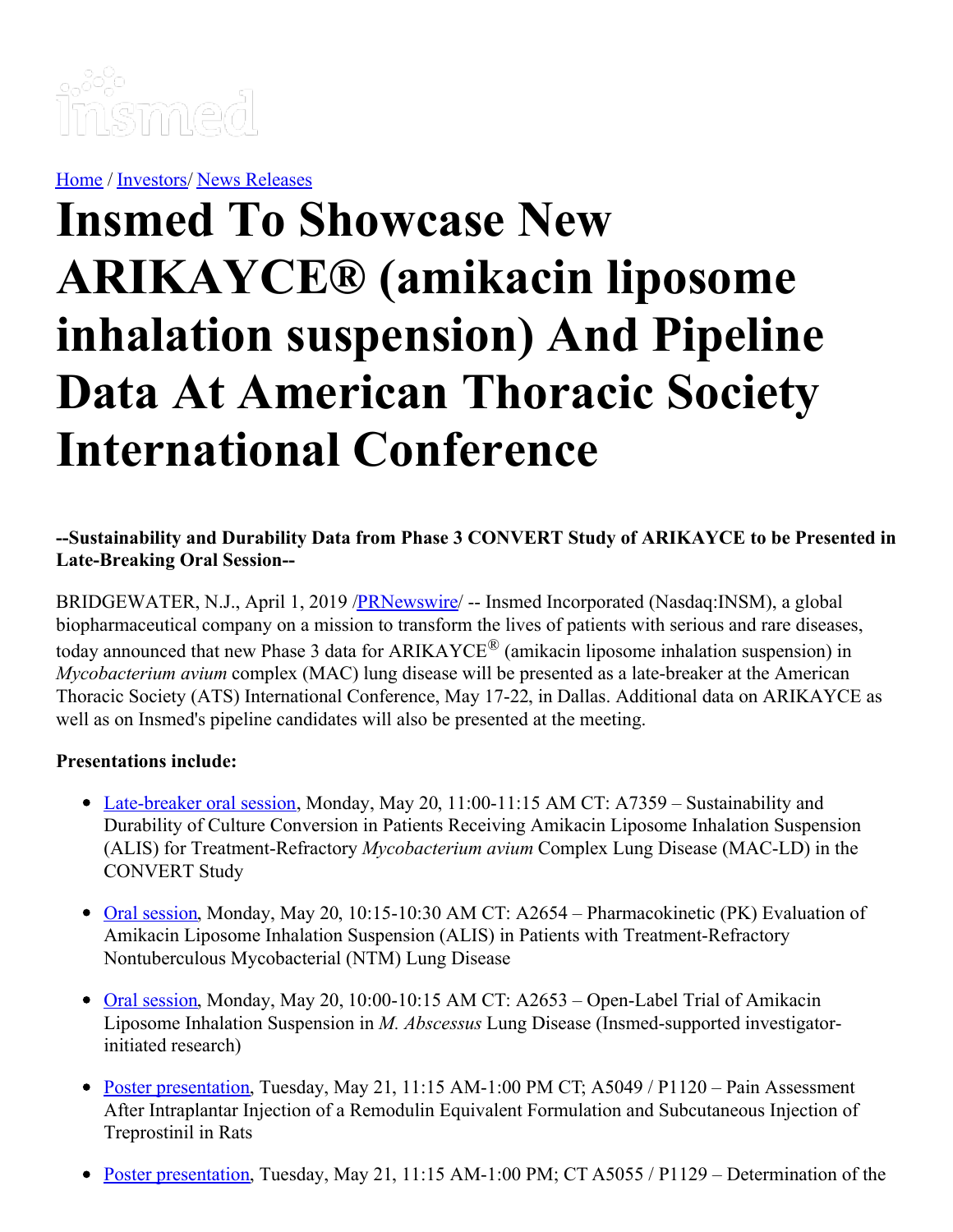[Home](#) / [Investors](#)/ [News Releases](#)

# Insmed To Showcase New ARIKAYCE® (amikacin liposome inhalation suspension) And Pipeline Data At American Thoracic Society International Conference

**--Sustainability and Durability Data from Phase 3 CONVERT Study of ARIKAYCE to be Presented in Late-Breaking Oral Session--**

BRIDGEWATER, N.J., April 1, 2019 /[PRNewswire](#)/ -- Insmed Incorporated (Nasdaq:INSM), a global biopharmaceutical company on a mission to transform the lives of patients with serious and rare diseases, today announced that new Phase 3 data for ARIKAYCE® (amikacin liposome inhalation suspension) in *Mycobacterium avium* complex (MAC) lung disease will be presented as a late-breaker at the American Thoracic Society (ATS) International Conference, May 17-22, in Dallas. Additional data on ARIKAYCE as well as on Insmed's pipeline candidates will also be presented at the meeting.

**Presentations include:**

- [Late-breaker oral session](#), Monday, May 20, 11:00-11:15 AM CT: A7359 – Sustainability and Durability of Culture Conversion in Patients Receiving Amikacin Liposome Inhalation Suspension (ALIS) for Treatment-Refractory *Mycobacterium avium* Complex Lung Disease (MAC-LD) in the CONVERT Study
- [Oral session](#), Monday, May 20, 10:15-10:30 AM CT: A2654 – Pharmacokinetic (PK) Evaluation of Amikacin Liposome Inhalation Suspension (ALIS) in Patients with Treatment-Refractory Nontuberculous Mycobacterial (NTM) Lung Disease
- [Oral session](#), Monday, May 20, 10:00-10:15 AM CT: A2653 – Open-Label Trial of Amikacin Liposome Inhalation Suspension in *M. Abscessus* Lung Disease (Insmed-supported investigator-initiated research)
- [Poster presentation](#), Tuesday, May 21, 11:15 AM-1:00 PM CT; A5049 / P1120 – Pain Assessment After Intraplantar Injection of a Remodulin Equivalent Formulation and Subcutaneous Injection of Treprostinil in Rats
- [Poster presentation](#), Tuesday, May 21, 11:15 AM-1:00 PM; CT A5055 / P1129 – Determination of the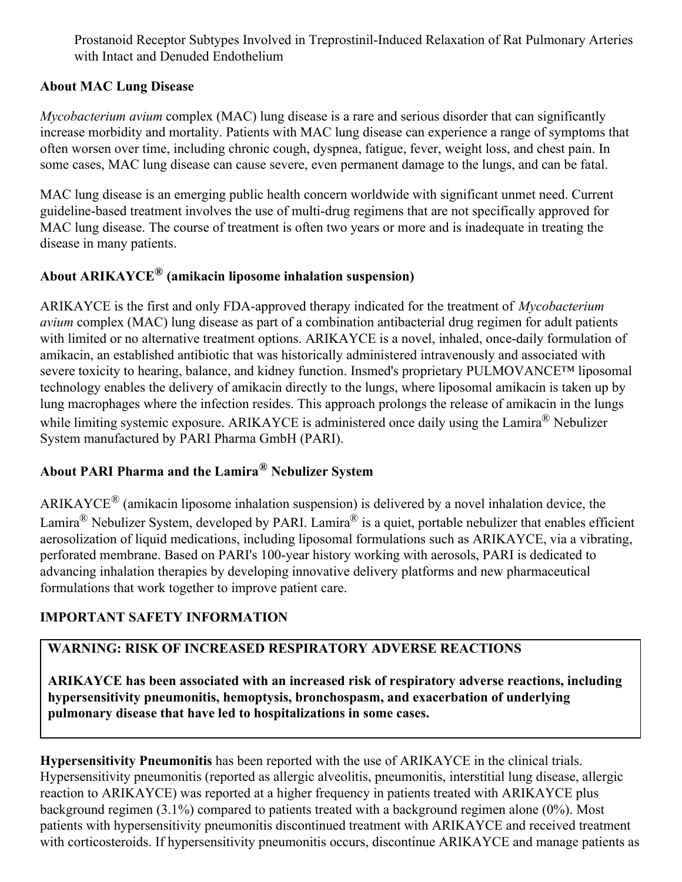Prostanoid Receptor Subtypes Involved in Treprostinil-Induced Relaxation of Rat Pulmonary Arteries with Intact and Denuded Endothelium

**About MAC Lung Disease**

*Mycobacterium avium* complex (MAC) lung disease is a rare and serious disorder that can significantly increase morbidity and mortality. Patients with MAC lung disease can experience a range of symptoms that often worsen over time, including chronic cough, dyspnea, fatigue, fever, weight loss, and chest pain. In some cases, MAC lung disease can cause severe, even permanent damage to the lungs, and can be fatal.

MAC lung disease is an emerging public health concern worldwide with significant unmet need. Current guideline-based treatment involves the use of multi-drug regimens that are not specifically approved for MAC lung disease. The course of treatment is often two years or more and is inadequate in treating the disease in many patients.

**About ARIKAYCE® (amikacin liposome inhalation suspension)**

ARIKAYCE is the first and only FDA-approved therapy indicated for the treatment of *Mycobacterium avium* complex (MAC) lung disease as part of a combination antibacterial drug regimen for adult patients with limited or no alternative treatment options. ARIKAYCE is a novel, inhaled, once-daily formulation of amikacin, an established antibiotic that was historically administered intravenously and associated with severe toxicity to hearing, balance, and kidney function. Insmed's proprietary PULMOVANCE™ liposomal technology enables the delivery of amikacin directly to the lungs, where liposomal amikacin is taken up by lung macrophages where the infection resides. This approach prolongs the release of amikacin in the lungs while limiting systemic exposure. ARIKAYCE is administered once daily using the Lamira® Nebulizer System manufactured by PARI Pharma GmbH (PARI).

**About PARI Pharma and the Lamira® Nebulizer System**

ARIKAYCE® (amikacin liposome inhalation suspension) is delivered by a novel inhalation device, the Lamira® Nebulizer System, developed by PARI. Lamira® is a quiet, portable nebulizer that enables efficient aerosolization of liquid medications, including liposomal formulations such as ARIKAYCE, via a vibrating, perforated membrane. Based on PARI's 100-year history working with aerosols, PARI is dedicated to advancing inhalation therapies by developing innovative delivery platforms and new pharmaceutical formulations that work together to improve patient care.

**IMPORTANT SAFETY INFORMATION**

**WARNING: RISK OF INCREASED RESPIRATORY ADVERSE REACTIONS**

**ARIKAYCE has been associated with an increased risk of respiratory adverse reactions, including hypersensitivity pneumonitis, hemoptysis, bronchospasm, and exacerbation of underlying pulmonary disease that have led to hospitalizations in some cases.**

**Hypersensitivity Pneumonitis** has been reported with the use of ARIKAYCE in the clinical trials. Hypersensitivity pneumonitis (reported as allergic alveolitis, pneumonitis, interstitial lung disease, allergic reaction to ARIKAYCE) was reported at a higher frequency in patients treated with ARIKAYCE plus background regimen (3.1%) compared to patients treated with a background regimen alone (0%). Most patients with hypersensitivity pneumonitis discontinued treatment with ARIKAYCE and received treatment with corticosteroids. If hypersensitivity pneumonitis occurs, discontinue ARIKAYCE and manage patients as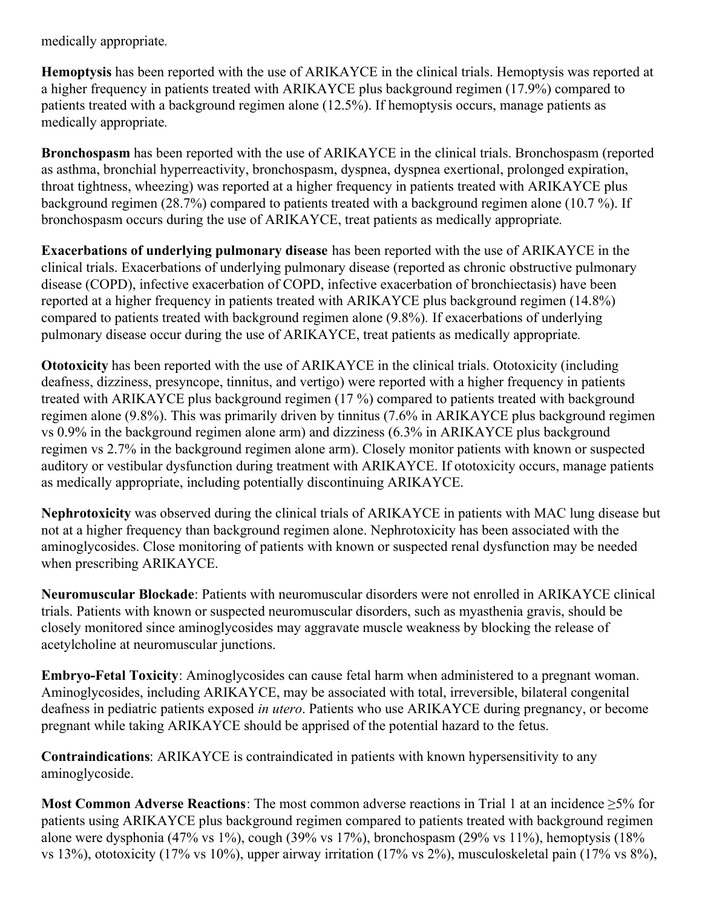medically appropriate.

**Hemoptysis** has been reported with the use of ARIKAYCE in the clinical trials. Hemoptysis was reported at a higher frequency in patients treated with ARIKAYCE plus background regimen (17.9%) compared to patients treated with a background regimen alone (12.5%). If hemoptysis occurs, manage patients as medically appropriate.

**Bronchospasm** has been reported with the use of ARIKAYCE in the clinical trials. Bronchospasm (reported as asthma, bronchial hyperreactivity, bronchospasm, dyspnea, dyspnea exertional, prolonged expiration, throat tightness, wheezing) was reported at a higher frequency in patients treated with ARIKAYCE plus background regimen (28.7%) compared to patients treated with a background regimen alone (10.7 %). If bronchospasm occurs during the use of ARIKAYCE, treat patients as medically appropriate.

**Exacerbations of underlying pulmonary disease** has been reported with the use of ARIKAYCE in the clinical trials. Exacerbations of underlying pulmonary disease (reported as chronic obstructive pulmonary disease (COPD), infective exacerbation of COPD, infective exacerbation of bronchiectasis) have been reported at a higher frequency in patients treated with ARIKAYCE plus background regimen (14.8%) compared to patients treated with background regimen alone (9.8%). If exacerbations of underlying pulmonary disease occur during the use of ARIKAYCE, treat patients as medically appropriate.

**Ototoxicity** has been reported with the use of ARIKAYCE in the clinical trials. Ototoxicity (including deafness, dizziness, presyncope, tinnitus, and vertigo) were reported with a higher frequency in patients treated with ARIKAYCE plus background regimen (17 %) compared to patients treated with background regimen alone (9.8%). This was primarily driven by tinnitus (7.6% in ARIKAYCE plus background regimen vs 0.9% in the background regimen alone arm) and dizziness (6.3% in ARIKAYCE plus background regimen vs 2.7% in the background regimen alone arm). Closely monitor patients with known or suspected auditory or vestibular dysfunction during treatment with ARIKAYCE. If ototoxicity occurs, manage patients as medically appropriate, including potentially discontinuing ARIKAYCE.

**Nephrotoxicity** was observed during the clinical trials of ARIKAYCE in patients with MAC lung disease but not at a higher frequency than background regimen alone. Nephrotoxicity has been associated with the aminoglycosides. Close monitoring of patients with known or suspected renal dysfunction may be needed when prescribing ARIKAYCE.

**Neuromuscular Blockade**: Patients with neuromuscular disorders were not enrolled in ARIKAYCE clinical trials. Patients with known or suspected neuromuscular disorders, such as myasthenia gravis, should be closely monitored since aminoglycosides may aggravate muscle weakness by blocking the release of acetylcholine at neuromuscular junctions.

**Embryo-Fetal Toxicity**: Aminoglycosides can cause fetal harm when administered to a pregnant woman. Aminoglycosides, including ARIKAYCE, may be associated with total, irreversible, bilateral congenital deafness in pediatric patients exposed *in utero*. Patients who use ARIKAYCE during pregnancy, or become pregnant while taking ARIKAYCE should be apprised of the potential hazard to the fetus.

**Contraindications**: ARIKAYCE is contraindicated in patients with known hypersensitivity to any aminoglycoside.

**Most Common Adverse Reactions**: The most common adverse reactions in Trial 1 at an incidence ≥5% for patients using ARIKAYCE plus background regimen compared to patients treated with background regimen alone were dysphonia (47% vs 1%), cough (39% vs 17%), bronchospasm (29% vs 11%), hemoptysis (18% vs 13%), ototoxicity (17% vs 10%), upper airway irritation (17% vs 2%), musculoskeletal pain (17% vs 8%),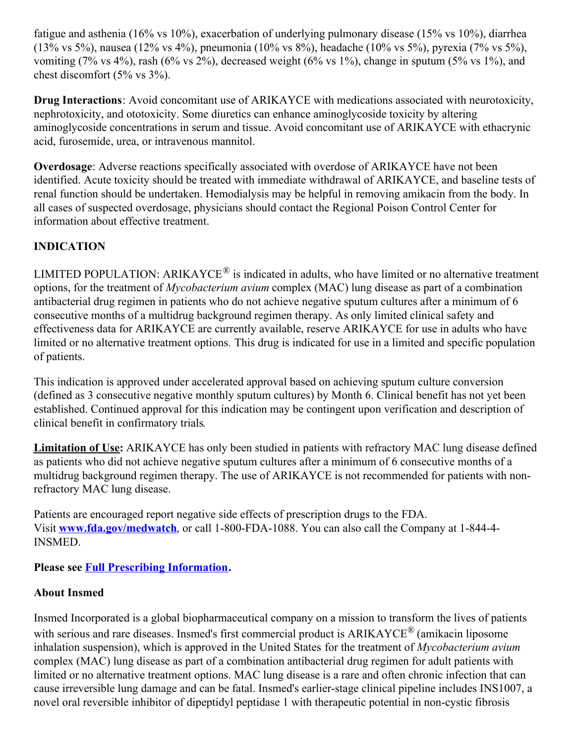fatigue and asthenia (16% vs 10%), exacerbation of underlying pulmonary disease (15% vs 10%), diarrhea (13% vs 5%), nausea (12% vs 4%), pneumonia (10% vs 8%), headache (10% vs 5%), pyrexia (7% vs 5%), vomiting (7% vs 4%), rash (6% vs 2%), decreased weight (6% vs 1%), change in sputum (5% vs 1%), and chest discomfort (5% vs 3%).

**Drug Interactions**: Avoid concomitant use of ARIKAYCE with medications associated with neurotoxicity, nephrotoxicity, and ototoxicity. Some diuretics can enhance aminoglycoside toxicity by altering aminoglycoside concentrations in serum and tissue. Avoid concomitant use of ARIKAYCE with ethacrynic acid, furosemide, urea, or intravenous mannitol.

**Overdosage**: Adverse reactions specifically associated with overdose of ARIKAYCE have not been identified. Acute toxicity should be treated with immediate withdrawal of ARIKAYCE, and baseline tests of renal function should be undertaken. Hemodialysis may be helpful in removing amikacin from the body. In all cases of suspected overdosage, physicians should contact the Regional Poison Control Center for information about effective treatment.

**INDICATION**

LIMITED POPULATION: ARIKAYCE® is indicated in adults, who have limited or no alternative treatment options, for the treatment of *Mycobacterium avium* complex (MAC) lung disease as part of a combination antibacterial drug regimen in patients who do not achieve negative sputum cultures after a minimum of 6 consecutive months of a multidrug background regimen therapy. As only limited clinical safety and effectiveness data for ARIKAYCE are currently available, reserve ARIKAYCE for use in adults who have limited or no alternative treatment options. This drug is indicated for use in a limited and specific population of patients.

This indication is approved under accelerated approval based on achieving sputum culture conversion (defined as 3 consecutive negative monthly sputum cultures) by Month 6. Clinical benefit has not yet been established. Continued approval for this indication may be contingent upon verification and description of clinical benefit in confirmatory trials.

**Limitation of Use:** ARIKAYCE has only been studied in patients with refractory MAC lung disease defined as patients who did not achieve negative sputum cultures after a minimum of 6 consecutive months of a multidrug background regimen therapy. The use of ARIKAYCE is not recommended for patients with non-refractory MAC lung disease.

Patients are encouraged report negative side effects of prescription drugs to the FDA. Visit **www.fda.gov/medwatch**, or call 1-800-FDA-1088. You can also call the Company at 1-844-4-INSMED.

**Please see Full Prescribing Information.**

**About Insmed**

Insmed Incorporated is a global biopharmaceutical company on a mission to transform the lives of patients with serious and rare diseases. Insmed's first commercial product is ARIKAYCE® (amikacin liposome inhalation suspension), which is approved in the United States for the treatment of *Mycobacterium avium* complex (MAC) lung disease as part of a combination antibacterial drug regimen for adult patients with limited or no alternative treatment options. MAC lung disease is a rare and often chronic infection that can cause irreversible lung damage and can be fatal. Insmed's earlier-stage clinical pipeline includes INS1007, a novel oral reversible inhibitor of dipeptidyl peptidase 1 with therapeutic potential in non-cystic fibrosis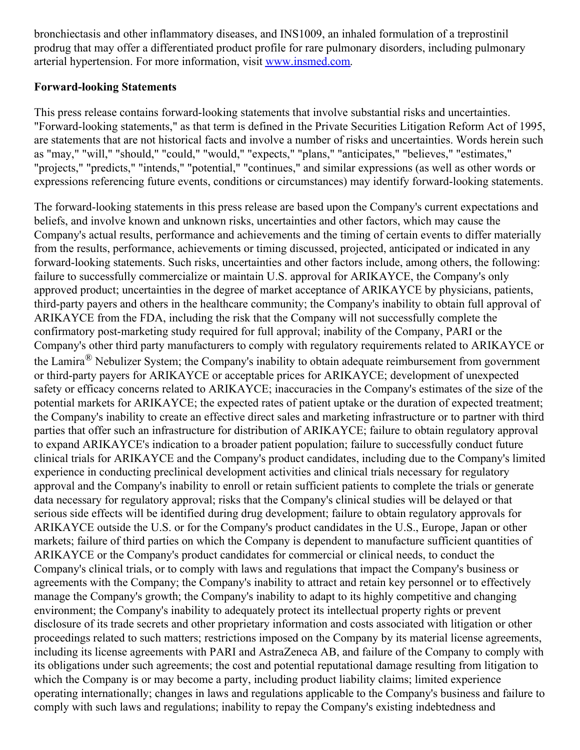bronchiectasis and other inflammatory diseases, and INS1009, an inhaled formulation of a treprostinil prodrug that may offer a differentiated product profile for rare pulmonary disorders, including pulmonary arterial hypertension. For more information, visit [www.insmed.com](http://www.insmed.com).

**Forward-looking Statements**

This press release contains forward-looking statements that involve substantial risks and uncertainties. "Forward-looking statements," as that term is defined in the Private Securities Litigation Reform Act of 1995, are statements that are not historical facts and involve a number of risks and uncertainties. Words herein such as "may," "will," "should," "could," "would," "expects," "plans," "anticipates," "believes," "estimates," "projects," "predicts," "intends," "potential," "continues," and similar expressions (as well as other words or expressions referencing future events, conditions or circumstances) may identify forward-looking statements.

The forward-looking statements in this press release are based upon the Company's current expectations and beliefs, and involve known and unknown risks, uncertainties and other factors, which may cause the Company's actual results, performance and achievements and the timing of certain events to differ materially from the results, performance, achievements or timing discussed, projected, anticipated or indicated in any forward-looking statements. Such risks, uncertainties and other factors include, among others, the following: failure to successfully commercialize or maintain U.S. approval for ARIKAYCE, the Company's only approved product; uncertainties in the degree of market acceptance of ARIKAYCE by physicians, patients, third-party payers and others in the healthcare community; the Company's inability to obtain full approval of ARIKAYCE from the FDA, including the risk that the Company will not successfully complete the confirmatory post-marketing study required for full approval; inability of the Company, PARI or the Company's other third party manufacturers to comply with regulatory requirements related to ARIKAYCE or the Lamira® Nebulizer System; the Company's inability to obtain adequate reimbursement from government or third-party payers for ARIKAYCE or acceptable prices for ARIKAYCE; development of unexpected safety or efficacy concerns related to ARIKAYCE; inaccuracies in the Company's estimates of the size of the potential markets for ARIKAYCE; the expected rates of patient uptake or the duration of expected treatment; the Company's inability to create an effective direct sales and marketing infrastructure or to partner with third parties that offer such an infrastructure for distribution of ARIKAYCE; failure to obtain regulatory approval to expand ARIKAYCE's indication to a broader patient population; failure to successfully conduct future clinical trials for ARIKAYCE and the Company's product candidates, including due to the Company's limited experience in conducting preclinical development activities and clinical trials necessary for regulatory approval and the Company's inability to enroll or retain sufficient patients to complete the trials or generate data necessary for regulatory approval; risks that the Company's clinical studies will be delayed or that serious side effects will be identified during drug development; failure to obtain regulatory approvals for ARIKAYCE outside the U.S. or for the Company's product candidates in the U.S., Europe, Japan or other markets; failure of third parties on which the Company is dependent to manufacture sufficient quantities of ARIKAYCE or the Company's product candidates for commercial or clinical needs, to conduct the Company's clinical trials, or to comply with laws and regulations that impact the Company's business or agreements with the Company; the Company's inability to attract and retain key personnel or to effectively manage the Company's growth; the Company's inability to adapt to its highly competitive and changing environment; the Company's inability to adequately protect its intellectual property rights or prevent disclosure of its trade secrets and other proprietary information and costs associated with litigation or other proceedings related to such matters; restrictions imposed on the Company by its material license agreements, including its license agreements with PARI and AstraZeneca AB, and failure of the Company to comply with its obligations under such agreements; the cost and potential reputational damage resulting from litigation to which the Company is or may become a party, including product liability claims; limited experience operating internationally; changes in laws and regulations applicable to the Company's business and failure to comply with such laws and regulations; inability to repay the Company's existing indebtedness and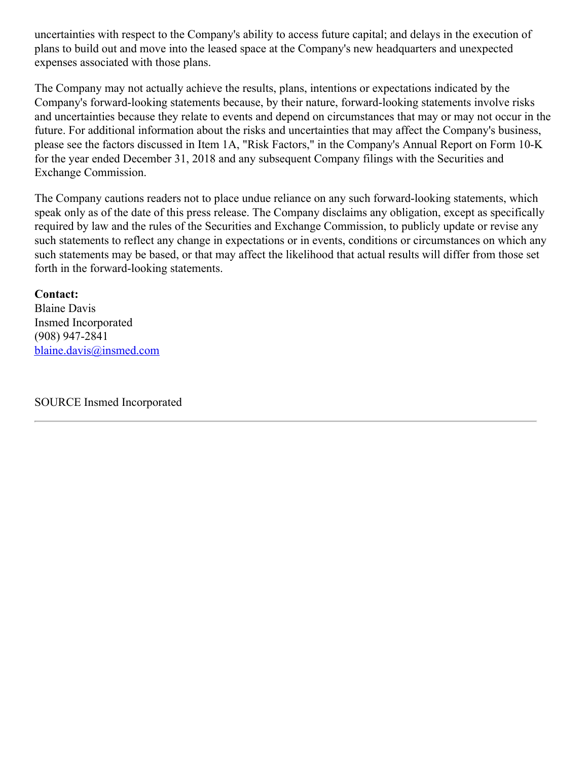uncertainties with respect to the Company's ability to access future capital; and delays in the execution of plans to build out and move into the leased space at the Company's new headquarters and unexpected expenses associated with those plans.

The Company may not actually achieve the results, plans, intentions or expectations indicated by the Company's forward-looking statements because, by their nature, forward-looking statements involve risks and uncertainties because they relate to events and depend on circumstances that may or may not occur in the future. For additional information about the risks and uncertainties that may affect the Company's business, please see the factors discussed in Item 1A, "Risk Factors," in the Company's Annual Report on Form 10-K for the year ended December 31, 2018 and any subsequent Company filings with the Securities and Exchange Commission.

The Company cautions readers not to place undue reliance on any such forward-looking statements, which speak only as of the date of this press release. The Company disclaims any obligation, except as specifically required by law and the rules of the Securities and Exchange Commission, to publicly update or revise any such statements to reflect any change in expectations or in events, conditions or circumstances on which any such statements may be based, or that may affect the likelihood that actual results will differ from those set forth in the forward-looking statements.

**Contact:**
Blaine Davis
Insmed Incorporated
(908) 947-2841
blaine.davis@insmed.com

SOURCE Insmed Incorporated